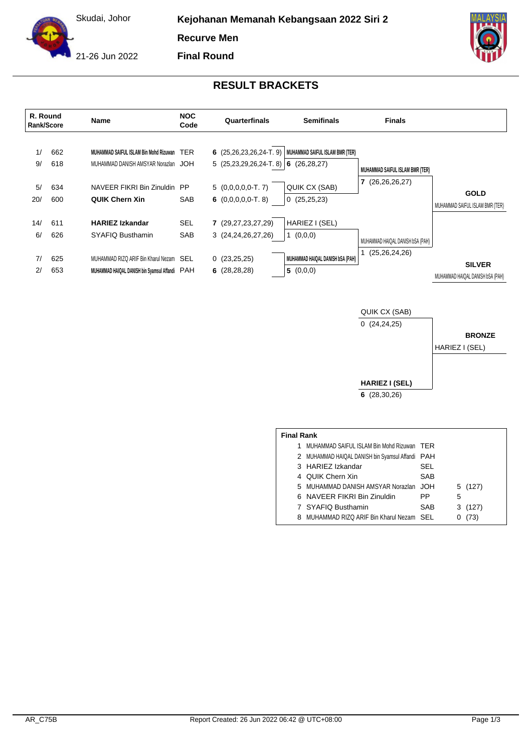Skudai, Johor

21-26 Jun 2022

**Kejohanan Memanah Kebangsaan 2022 Siri 2**

**Recurve Men**

**Final Round**

## RESULT BRACKETS

| R. Round Rank/Score | | Name | NOC Code | Quarterfinals | Semifinals | Finals | |
|---|---|---|---|---|---|---|---|
| 1/ | 662 | MUHAMMAD SAIFUL ISLAM Bin Mohd Rizuwan | TER | **6** (25,26,23,26,24-T. 9) | MUHAMMAD SAIFUL ISLAM BMR (TER) | MUHAMMAD SAIFUL ISLAM BMR (TER) | **GOLD** |
| 9/ | 618 | MUHAMMAD DANISH AMSYAR Norazlan | JOH | 5 (25,23,29,26,24-T. 8) | **6** (26,28,27) | **7** (26,26,26,27) | MUHAMMAD SAIFUL ISLAM BMR (TER) |
| 5/ | 634 | NAVEER FIKRI Bin Zinuldin | PP | 5 (0,0,0,0,0-T. 7) | QUIK CX (SAB) | | |
| 20/ | 600 | **QUIK Chern Xin** | SAB | **6** (0,0,0,0,0-T. 8) | 0 (25,25,23) | | |
| 14/ | 611 | **HARIEZ Izkandar** | SEL | **7** (29,27,23,27,29) | HARIEZ I (SEL) | MUHAMMAD HAIQAL DANISH bSA (PAH) | **SILVER** |
| 6/ | 626 | SYAFIQ Busthamin | SAB | 3 (24,24,26,27,26) | 1 (0,0,0) | 1 (25,26,24,26) | MUHAMMAD HAIQAL DANISH bSA (PAH) |
| 7/ | 625 | MUHAMMAD RIZQ ARIF Bin Kharul Nezam | SEL | 0 (23,25,25) | MUHAMMAD HAIQAL DANISH bSA (PAH) | | |
| 2/ | 653 | MUHAMMAD HAIQAL DANISH bin Syamsul Affandi | PAH | **6** (28,28,28) | **5** (0,0,0) | | |

### Bronze Match

| Finals | |
|---|---|
| QUIK CX (SAB) | **BRONZE** |
| 0 (24,24,25) | HARIEZ I (SEL) |
| **HARIEZ I (SEL)** | |
| **6** (28,30,26) | |

### Final Rank

| | Name | NOC | | |
|---|---|---|---|---|
| 1 | MUHAMMAD SAIFUL ISLAM Bin Mohd Rizuwan | TER | | |
| 2 | MUHAMMAD HAIQAL DANISH bin Syamsul Affandi | PAH | | |
| 3 | HARIEZ Izkandar | SEL | | |
| 4 | QUIK Chern Xin | SAB | | |
| 5 | MUHAMMAD DANISH AMSYAR Norazlan | JOH | 5 | (127) |
| 6 | NAVEER FIKRI Bin Zinuldin | PP | 5 | |
| 7 | SYAFIQ Busthamin | SAB | 3 | (127) |
| 8 | MUHAMMAD RIZQ ARIF Bin Kharul Nezam | SEL | 0 | (73) |

AR_C75B

Report Created: 26 Jun 2022 06:42 @ UTC+08:00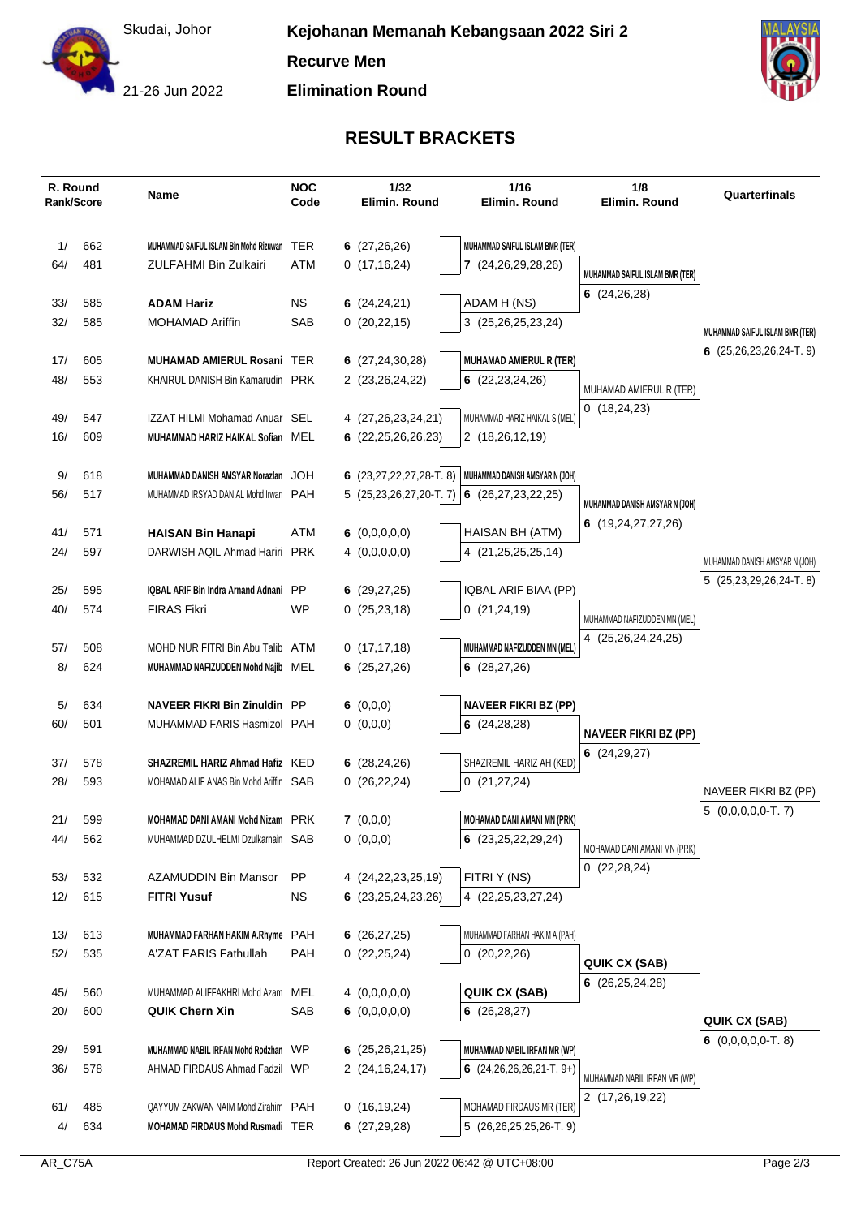Skudai, Johor

21-26 Jun 2022

**Kejohanan Memanah Kebangsaan 2022 Siri 2**

**Recurve Men**

**Elimination Round**

## RESULT BRACKETS

| R. Round Rank/Score | | Name | NOC Code | 1/32 Elimin. Round | 1/16 Elimin. Round | 1/8 Elimin. Round | Quarterfinals |
|---|---|---|---|---|---|---|---|
| 1/ | 662 | **MUHAMMAD SAIFUL ISLAM Bin Mohd Rizuwan** | TER | **6** (27,26,26) | **MUHAMMAD SAIFUL ISLAM BMR (TER)** | | |
| 64/ | 481 | ZULFAHMI Bin Zulkairi | ATM | 0 (17,16,24) | **7** (24,26,29,28,26) | **MUHAMMAD SAIFUL ISLAM BMR (TER)** | |
| 33/ | 585 | **ADAM Hariz** | NS | **6** (24,24,21) | ADAM H (NS) | **6** (24,26,28) | |
| 32/ | 585 | MOHAMAD Ariffin | SAB | 0 (20,22,15) | 3 (25,26,25,23,24) | | **MUHAMMAD SAIFUL ISLAM BMR (TER)** |
| 17/ | 605 | **MUHAMAD AMIERUL Rosani** | TER | **6** (27,24,30,28) | **MUHAMAD AMIERUL R (TER)** | | **6** (25,26,23,26,24-T. 9) |
| 48/ | 553 | KHAIRUL DANISH Bin Kamarudin | PRK | 2 (23,26,24,22) | **6** (22,23,24,26) | MUHAMAD AMIERUL R (TER) | |
| 49/ | 547 | IZZAT HILMI Mohamad Anuar | SEL | 4 (27,26,23,24,21) | MUHAMMAD HARIZ HAIKAL S (MEL) | 0 (18,24,23) | |
| 16/ | 609 | **MUHAMMAD HARIZ HAIKAL Sofian** | MEL | **6** (22,25,26,26,23) | 2 (18,26,12,19) | | |
| 9/ | 618 | **MUHAMMAD DANISH AMSYAR Norazlan** | JOH | **6** (23,27,22,27,28-T. 8) | **MUHAMMAD DANISH AMSYAR N (JOH)** | | |
| 56/ | 517 | MUHAMMAD IRSYAD DANIAL Mohd Irwan | PAH | 5 (25,23,26,27,20-T. 7) | **6** (26,27,23,22,25) | **MUHAMMAD DANISH AMSYAR N (JOH)** | |
| 41/ | 571 | **HAISAN Bin Hanapi** | ATM | **6** (0,0,0,0,0) | HAISAN BH (ATM) | **6** (19,24,27,27,26) | |
| 24/ | 597 | DARWISH AQIL Ahmad Hariri | PRK | 4 (0,0,0,0,0) | 4 (21,25,25,25,14) | | MUHAMMAD DANISH AMSYAR N (JOH) |
| 25/ | 595 | **IQBAL ARIF Bin Indra Arnand Adnani** | PP | **6** (29,27,25) | IQBAL ARIF BIAA (PP) | | 5 (25,23,29,26,24-T. 8) |
| 40/ | 574 | FIRAS Fikri | WP | 0 (25,23,18) | 0 (21,24,19) | MUHAMMAD NAFIZUDDEN MN (MEL) | |
| 57/ | 508 | MOHD NUR FITRI Bin Abu Talib | ATM | 0 (17,17,18) | **MUHAMMAD NAFIZUDDEN MN (MEL)** | 4 (25,26,24,24,25) | |
| 8/ | 624 | **MUHAMMAD NAFIZUDDEN Mohd Najib** | MEL | **6** (25,27,26) | **6** (28,27,26) | | |
| 5/ | 634 | **NAVEER FIKRI Bin Zinuldin** | PP | **6** (0,0,0) | **NAVEER FIKRI BZ (PP)** | | |
| 60/ | 501 | MUHAMMAD FARIS Hasmizol | PAH | 0 (0,0,0) | **6** (24,28,28) | **NAVEER FIKRI BZ (PP)** | |
| 37/ | 578 | **SHAZREMIL HARIZ Ahmad Hafiz** | KED | **6** (28,24,26) | SHAZREMIL HARIZ AH (KED) | **6** (24,29,27) | |
| 28/ | 593 | MOHAMAD ALIF ANAS Bin Mohd Ariffin | SAB | 0 (26,22,24) | 0 (21,27,24) | | NAVEER FIKRI BZ (PP) |
| 21/ | 599 | **MOHAMAD DANI AMANI Mohd Nizam** | PRK | **7** (0,0,0) | **MOHAMAD DANI AMANI MN (PRK)** | | 5 (0,0,0,0,0-T. 7) |
| 44/ | 562 | MUHAMMAD DZULHELMI Dzulkarnain | SAB | 0 (0,0,0) | **6** (23,25,22,29,24) | MOHAMAD DANI AMANI MN (PRK) | |
| 53/ | 532 | AZAMUDDIN Bin Mansor | PP | 4 (24,22,23,25,19) | FITRI Y (NS) | 0 (22,28,24) | |
| 12/ | 615 | **FITRI Yusuf** | NS | **6** (23,25,24,23,26) | 4 (22,25,23,27,24) | | |
| 13/ | 613 | **MUHAMMAD FARHAN HAKIM A.Rhyme** | PAH | **6** (26,27,25) | MUHAMMAD FARHAN HAKIM A (PAH) | | |
| 52/ | 535 | A'ZAT FARIS Fathullah | PAH | 0 (22,25,24) | 0 (20,22,26) | **QUIK CX (SAB)** | |
| 45/ | 560 | MUHAMMAD ALIFFAKHRI Mohd Azam | MEL | 4 (0,0,0,0,0) | **QUIK CX (SAB)** | **6** (26,25,24,28) | |
| 20/ | 600 | **QUIK Chern Xin** | SAB | **6** (0,0,0,0,0) | **6** (26,28,27) | | **QUIK CX (SAB)** |
| 29/ | 591 | **MUHAMMAD NABIL IRFAN Mohd Rodzhan** | WP | **6** (25,26,21,25) | **MUHAMMAD NABIL IRFAN MR (WP)** | | **6** (0,0,0,0,0-T. 8) |
| 36/ | 578 | AHMAD FIRDAUS Ahmad Fadzil | WP | 2 (24,16,24,17) | **6** (24,26,26,26,21-T. 9+) | MUHAMMAD NABIL IRFAN MR (WP) | |
| 61/ | 485 | QAYYUM ZAKWAN NAIM Mohd Zirahim | PAH | 0 (16,19,24) | MOHAMAD FIRDAUS MR (TER) | 2 (17,26,19,22) | |
| 4/ | 634 | **MOHAMAD FIRDAUS Mohd Rusmadi** | TER | **6** (27,29,28) | 5 (26,26,25,25,26-T. 9) | | |

AR_C75A

Report Created: 26 Jun 2022 06:42 @ UTC+08:00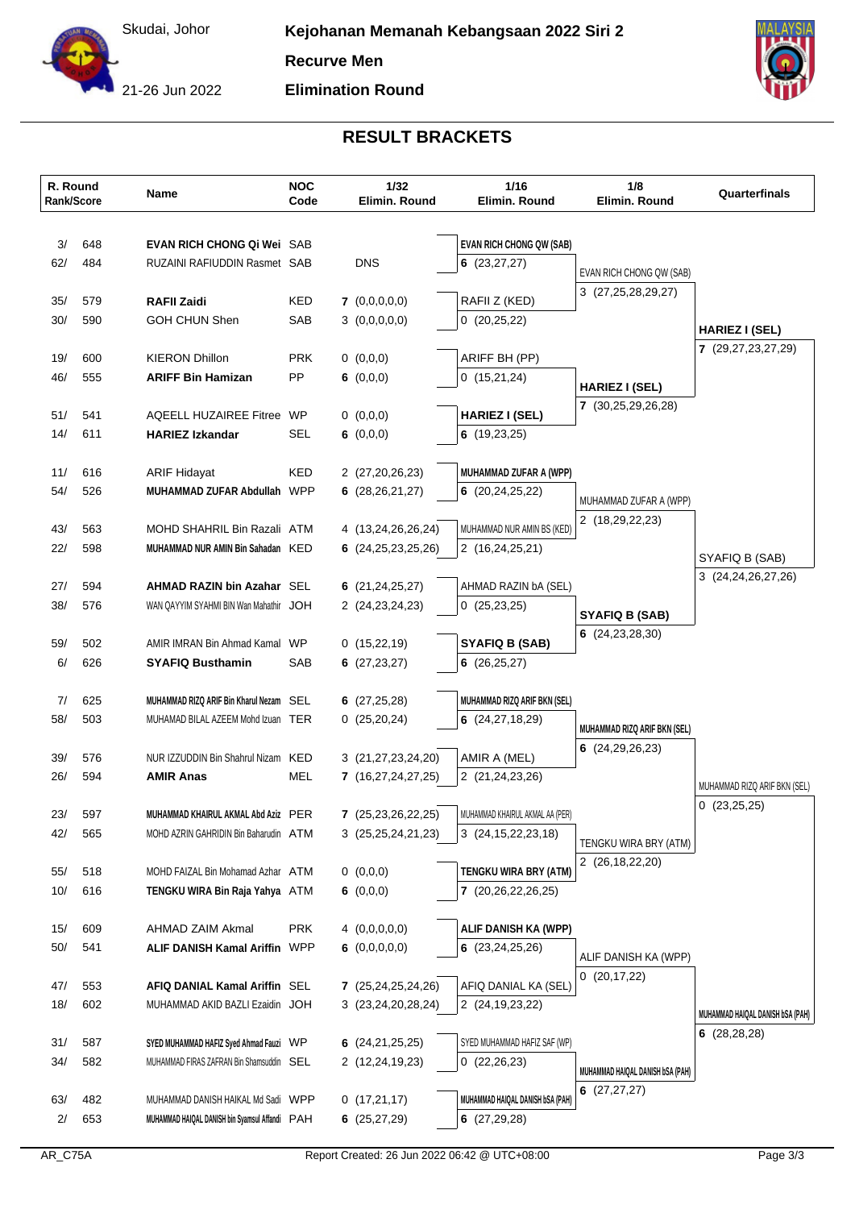Skudai, Johor

21-26 Jun 2022

**Kejohanan Memanah Kebangsaan 2022 Siri 2**

**Recurve Men**

**Elimination Round**

## RESULT BRACKETS

| R. Round Rank/Score | Name | NOC Code | 1/32 Elimin. Round | 1/16 Elimin. Round | 1/8 Elimin. Round | Quarterfinals |
|---|---|---|---|---|---|---|
| 3/ 648 | **EVAN RICH CHONG Qi Wei** | SAB | | **EVAN RICH CHONG QW (SAB)** | | |
| 62/ 484 | RUZAINI RAFIUDDIN Rasmet | SAB | DNS | **6** (23,27,27) | EVAN RICH CHONG QW (SAB) | |
| 35/ 579 | **RAFII Zaidi** | KED | **7** (0,0,0,0,0) | RAFII Z (KED) | 3 (27,25,28,29,27) | |
| 30/ 590 | GOH CHUN Shen | SAB | 3 (0,0,0,0,0) | 0 (20,25,22) | | **HARIEZ I (SEL)** |
| 19/ 600 | KIERON Dhillon | PRK | 0 (0,0,0) | ARIFF BH (PP) | | **7** (29,27,23,27,29) |
| 46/ 555 | **ARIFF Bin Hamizan** | PP | **6** (0,0,0) | 0 (15,21,24) | **HARIEZ I (SEL)** | |
| 51/ 541 | AQEELL HUZAIREE Fitree | WP | 0 (0,0,0) | **HARIEZ I (SEL)** | **7** (30,25,29,26,28) | |
| 14/ 611 | **HARIEZ Izkandar** | SEL | **6** (0,0,0) | **6** (19,23,25) | | |
| 11/ 616 | ARIF Hidayat | KED | 2 (27,20,26,23) | **MUHAMMAD ZUFAR A (WPP)** | | |
| 54/ 526 | **MUHAMMAD ZUFAR Abdullah** | WPP | **6** (28,26,21,27) | **6** (20,24,25,22) | MUHAMMAD ZUFAR A (WPP) | |
| 43/ 563 | MOHD SHAHRIL Bin Razali | ATM | 4 (13,24,26,26,24) | MUHAMMAD NUR AMIN BS (KED) | 2 (18,29,22,23) | |
| 22/ 598 | **MUHAMMAD NUR AMIN Bin Sahadan** | KED | **6** (24,25,23,25,26) | 2 (16,24,25,21) | | SYAFIQ B (SAB) |
| 27/ 594 | **AHMAD RAZIN bin Azahar** | SEL | **6** (21,24,25,27) | AHMAD RAZIN bA (SEL) | | 3 (24,24,26,27,26) |
| 38/ 576 | WAN QAYYIM SYAHMI BIN Wan Mahathir | JOH | 2 (24,23,24,23) | 0 (25,23,25) | **SYAFIQ B (SAB)** | |
| 59/ 502 | AMIR IMRAN Bin Ahmad Kamal | WP | 0 (15,22,19) | **SYAFIQ B (SAB)** | **6** (24,23,28,30) | |
| 6/ 626 | **SYAFIQ Busthamin** | SAB | **6** (27,23,27) | **6** (26,25,27) | | |
| 7/ 625 | **MUHAMMAD RIZQ ARIF Bin Kharul Nezam** | SEL | **6** (27,25,28) | **MUHAMMAD RIZQ ARIF BKN (SEL)** | | |
| 58/ 503 | MUHAMAD BILAL AZEEM Mohd Izuan | TER | 0 (25,20,24) | **6** (24,27,18,29) | **MUHAMMAD RIZQ ARIF BKN (SEL)** | |
| 39/ 576 | NUR IZZUDDIN Bin Shahrul Nizam | KED | 3 (21,27,23,24,20) | AMIR A (MEL) | **6** (24,29,26,23) | |
| 26/ 594 | **AMIR Anas** | MEL | **7** (16,27,24,27,25) | 2 (21,24,23,26) | | MUHAMMAD RIZQ ARIF BKN (SEL) |
| 23/ 597 | **MUHAMMAD KHAIRUL AKMAL Abd Aziz** | PER | **7** (25,23,26,22,25) | MUHAMMAD KHAIRUL AKMAL AA (PER) | | 0 (23,25,25) |
| 42/ 565 | MOHD AZRIN GAHRIDIN Bin Baharudin | ATM | 3 (25,25,24,21,23) | 3 (24,15,22,23,18) | TENGKU WIRA BRY (ATM) | |
| 55/ 518 | MOHD FAIZAL Bin Mohamad Azhar | ATM | 0 (0,0,0) | **TENGKU WIRA BRY (ATM)** | 2 (26,18,22,20) | |
| 10/ 616 | **TENGKU WIRA Bin Raja Yahya** | ATM | **6** (0,0,0) | **7** (20,26,22,26,25) | | |
| 15/ 609 | AHMAD ZAIM Akmal | PRK | 4 (0,0,0,0,0) | **ALIF DANISH KA (WPP)** | | |
| 50/ 541 | **ALIF DANISH Kamal Ariffin** | WPP | **6** (0,0,0,0,0) | **6** (23,24,25,26) | ALIF DANISH KA (WPP) | |
| 47/ 553 | **AFIQ DANIAL Kamal Ariffin** | SEL | **7** (25,24,25,24,26) | AFIQ DANIAL KA (SEL) | 0 (20,17,22) | |
| 18/ 602 | MUHAMMAD AKID BAZLI Ezaidin | JOH | 3 (23,24,20,28,24) | 2 (24,19,23,22) | | **MUHAMMAD HAIQAL DANISH bSA (PAH)** |
| 31/ 587 | **SYED MUHAMMAD HAFIZ Syed Ahmad Fauzi** | WP | **6** (24,21,25,25) | SYED MUHAMMAD HAFIZ SAF (WP) | | **6** (28,28,28) |
| 34/ 582 | MUHAMMAD FIRAS ZAFRAN Bin Shamsuddin | SEL | 2 (12,24,19,23) | 0 (22,26,23) | **MUHAMMAD HAIQAL DANISH bSA (PAH)** | |
| 63/ 482 | MUHAMMAD DANISH HAIKAL Md Sadi | WPP | 0 (17,21,17) | **MUHAMMAD HAIQAL DANISH bSA (PAH)** | **6** (27,27,27) | |
| 2/ 653 | **MUHAMMAD HAIQAL DANISH bin Syamsul Affandi** | PAH | **6** (25,27,29) | **6** (27,29,28) | | |

AR_C75A — Report Created: 26 Jun 2022 06:42 @ UTC+08:00